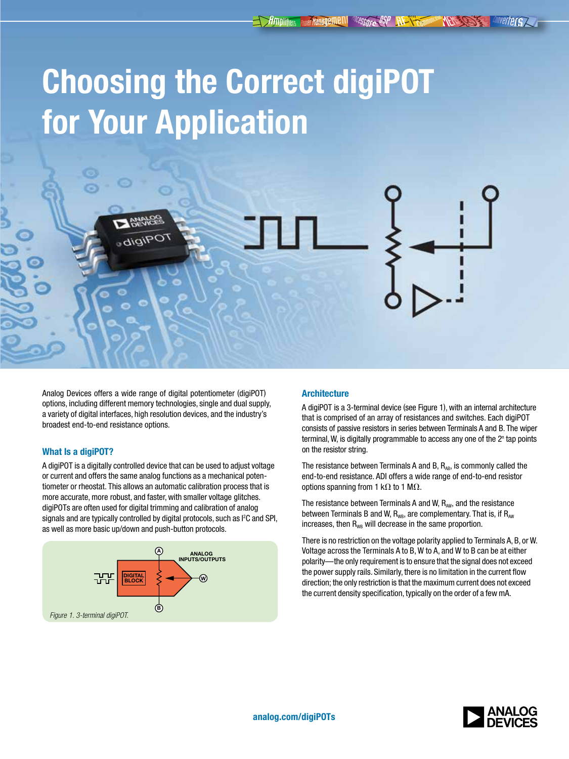# Choosing the Correct digiPOT for Your Application

Analog Devices offers a wide range of digital potentiometer (digiPOT) options, including different memory technologies, single and dual supply, a variety of digital interfaces, high resolution devices, and the industry's broadest end-to-end resistance options.

## What Is a digiPOT?

A digiPOT is a digitally controlled device that can be used to adjust voltage or current and offers the same analog functions as a mechanical potentiometer or rheostat. This allows an automatic calibration process that is more accurate, more robust, and faster, with smaller voltage glitches. digiPOTs are often used for digital trimming and calibration of analog signals and are typically controlled by digital protocols, such as I²C and SPI, as well as more basic up/down and push-button protocols.

*Figure 1. 3-terminal digiPOT.*

## Architecture

A digiPOT is a 3-terminal device (see Figure 1), with an internal architecture that is comprised of an array of resistances and switches. Each digiPOT consists of passive resistors in series between Terminals A and B. The wiper terminal, W, is digitally programmable to access any one of the $2^n$ tap points on the resistor string.

The resistance between Terminals A and B, $R_{AB}$, is commonly called the end-to-end resistance. ADI offers a wide range of end-to-end resistor options spanning from 1 kΩ to 1 MΩ.

The resistance between Terminals A and W, $R_{AW}$, and the resistance between Terminals B and W, $R_{WB}$, are complementary. That is, if $R_{AW}$ increases, then $R_{WB}$ will decrease in the same proportion.

There is no restriction on the voltage polarity applied to Terminals A, B, or W. Voltage across the Terminals A to B, W to A, and W to B can be at either polarity—the only requirement is to ensure that the signal does not exceed the power supply rails. Similarly, there is no limitation in the current flow direction; the only restriction is that the maximum current does not exceed the current density specification, typically on the order of a few mA.

analog.com/digiPOTs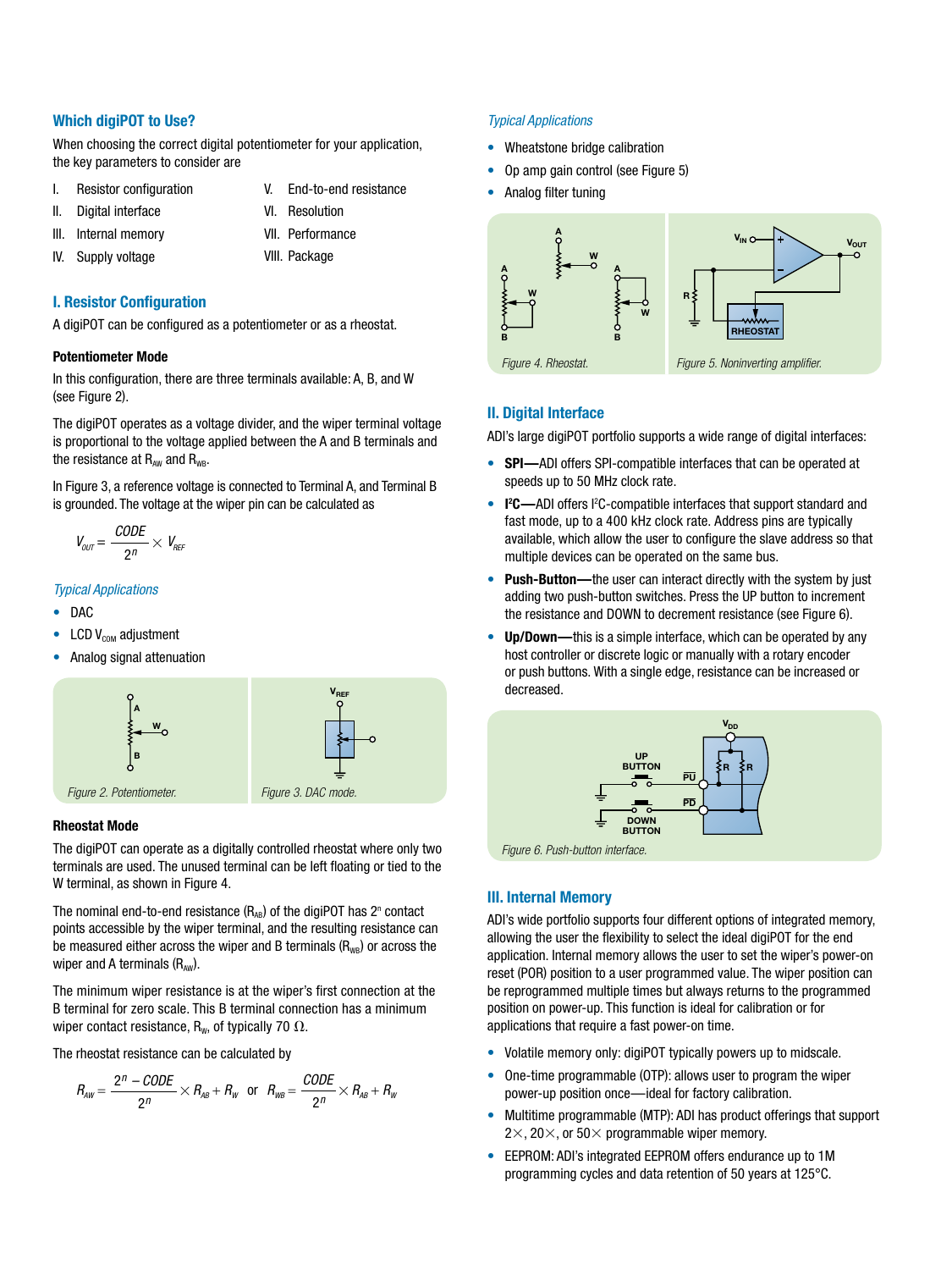## Which digiPOT to Use?

When choosing the correct digital potentiometer for your application, the key parameters to consider are

I. Resistor configuration
II. Digital interface
III. Internal memory
IV. Supply voltage
V. End-to-end resistance
VI. Resolution
VII. Performance
VIII. Package

## I. Resistor Configuration

A digiPOT can be configured as a potentiometer or as a rheostat.

### Potentiometer Mode

In this configuration, there are three terminals available: A, B, and W (see Figure 2).

The digiPOT operates as a voltage divider, and the wiper terminal voltage is proportional to the voltage applied between the A and B terminals and the resistance at $R_{AW}$ and $R_{WB}$.

In Figure 3, a reference voltage is connected to Terminal A, and Terminal B is grounded. The voltage at the wiper pin can be calculated as

$$V_{OUT} = \frac{CODE}{2^n} \times V_{REF}$$

*Typical Applications*

- DAC
- LCD $V_{COM}$ adjustment
- Analog signal attenuation

Figure 2. Potentiometer.

Figure 3. DAC mode.

### Rheostat Mode

The digiPOT can operate as a digitally controlled rheostat where only two terminals are used. The unused terminal can be left floating or tied to the W terminal, as shown in Figure 4.

The nominal end-to-end resistance ($R_{AB}$) of the digiPOT has $2^n$ contact points accessible by the wiper terminal, and the resulting resistance can be measured either across the wiper and B terminals ($R_{WB}$) or across the wiper and A terminals ($R_{AW}$).

The minimum wiper resistance is at the wiper's first connection at the B terminal for zero scale. This B terminal connection has a minimum wiper contact resistance, $R_W$, of typically 70 Ω.

The rheostat resistance can be calculated by

$$R_{AW} = \frac{2^n - CODE}{2^n} \times R_{AB} + R_W \quad \text{or} \quad R_{WB} = \frac{CODE}{2^n} \times R_{AB} + R_W$$

*Typical Applications*

- Wheatstone bridge calibration
- Op amp gain control (see Figure 5)
- Analog filter tuning

Figure 4. Rheostat.

Figure 5. Noninverting amplifier.

## II. Digital Interface

ADI's large digiPOT portfolio supports a wide range of digital interfaces:

- **SPI—**ADI offers SPI-compatible interfaces that can be operated at speeds up to 50 MHz clock rate.
- **I²C—**ADI offers I²C-compatible interfaces that support standard and fast mode, up to a 400 kHz clock rate. Address pins are typically available, which allow the user to configure the slave address so that multiple devices can be operated on the same bus.
- **Push-Button—**the user can interact directly with the system by just adding two push-button switches. Press the UP button to increment the resistance and DOWN to decrement resistance (see Figure 6).
- **Up/Down—**this is a simple interface, which can be operated by any host controller or discrete logic or manually with a rotary encoder or push buttons. With a single edge, resistance can be increased or decreased.

Figure 6. Push-button interface.

## III. Internal Memory

ADI's wide portfolio supports four different options of integrated memory, allowing the user the flexibility to select the ideal digiPOT for the end application. Internal memory allows the user to set the wiper's power-on reset (POR) position to a user programmed value. The wiper position can be reprogrammed multiple times but always returns to the programmed position on power-up. This function is ideal for calibration or for applications that require a fast power-on time.

- Volatile memory only: digiPOT typically powers up to midscale.
- One-time programmable (OTP): allows user to program the wiper power-up position once—ideal for factory calibration.
- Multitime programmable (MTP): ADI has product offerings that support 2×, 20×, or 50× programmable wiper memory.
- EEPROM: ADI's integrated EEPROM offers endurance up to 1M programming cycles and data retention of 50 years at 125°C.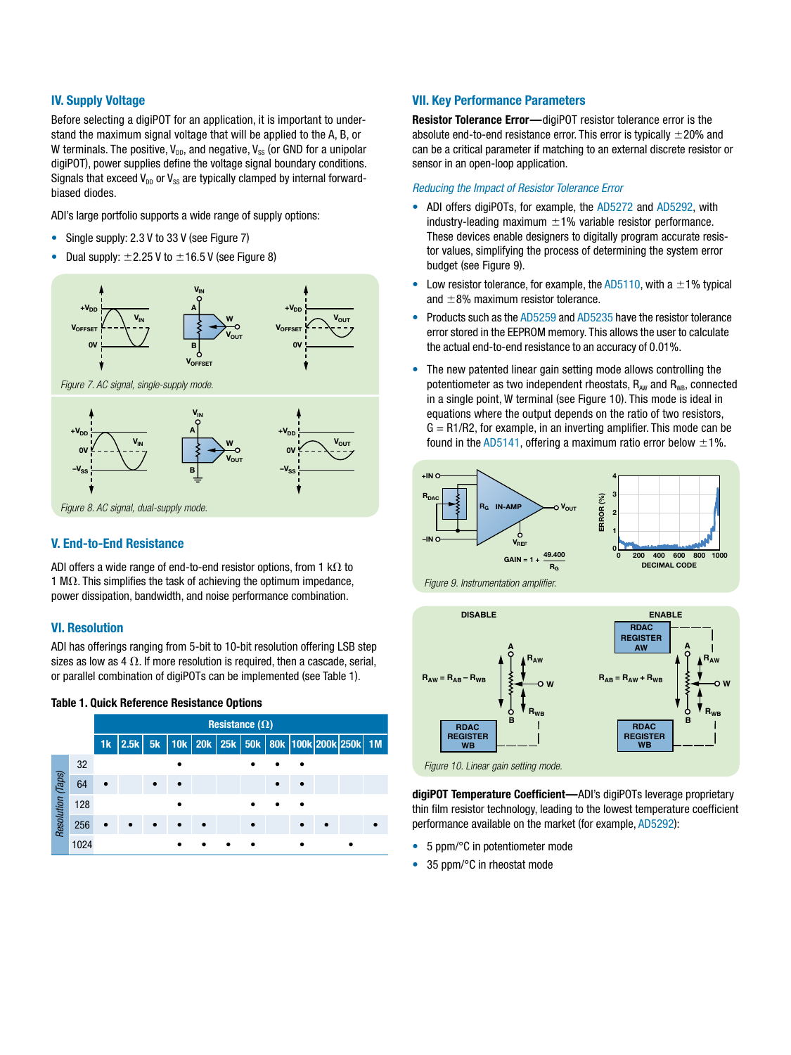## IV. Supply Voltage

Before selecting a digiPOT for an application, it is important to understand the maximum signal voltage that will be applied to the A, B, or W terminals. The positive, $V_{DD}$, and negative, $V_{SS}$ (or GND for a unipolar digiPOT), power supplies define the voltage signal boundary conditions. Signals that exceed $V_{DD}$ or $V_{SS}$ are typically clamped by internal forward-biased diodes.

ADI's large portfolio supports a wide range of supply options:

- Single supply: 2.3 V to 33 V (see Figure 7)
- Dual supply: ±2.25 V to ±16.5 V (see Figure 8)

*Figure 7. AC signal, single-supply mode.*

*Figure 8. AC signal, dual-supply mode.*

## V. End-to-End Resistance

ADI offers a wide range of end-to-end resistor options, from 1 kΩ to 1 MΩ. This simplifies the task of achieving the optimum impedance, power dissipation, bandwidth, and noise performance combination.

## VI. Resolution

ADI has offerings ranging from 5-bit to 10-bit resolution offering LSB step sizes as low as 4 Ω. If more resolution is required, then a cascade, serial, or parallel combination of digiPOTs can be implemented (see Table 1).

**Table 1. Quick Reference Resistance Options**

| Resolution (Taps) | Resistance (Ω) | | | | | | | | | | | |
|---|---|---|---|---|---|---|---|---|---|---|---|---|
| | 1k | 2.5k | 5k | 10k | 20k | 25k | 50k | 80k | 100k | 200k | 250k | 1M |
| 32 | | | | • | | | • | • | • | | | |
| 64 | • | | • | • | | | | • | • | | | |
| 128 | | | | • | | | • | • | • | | | |
| 256 | • | • | • | • | • | | • | | • | • | | • |
| 1024 | | | | • | • | • | • | | • | | • | |

## VII. Key Performance Parameters

**Resistor Tolerance Error—**digiPOT resistor tolerance error is the absolute end-to-end resistance error. This error is typically ±20% and can be a critical parameter if matching to an external discrete resistor or sensor in an open-loop application.

*Reducing the Impact of Resistor Tolerance Error*

- ADI offers digiPOTs, for example, the AD5272 and AD5292, with industry-leading maximum ±1% variable resistor performance. These devices enable designers to digitally program accurate resistor values, simplifying the process of determining the system error budget (see Figure 9).
- Low resistor tolerance, for example, the AD5110, with a ±1% typical and ±8% maximum resistor tolerance.
- Products such as the AD5259 and AD5235 have the resistor tolerance error stored in the EEPROM memory. This allows the user to calculate the actual end-to-end resistance to an accuracy of 0.01%.
- The new patented linear gain setting mode allows controlling the potentiometer as two independent rheostats, $R_{AW}$ and $R_{WB}$, connected in a single point, W terminal (see Figure 10). This mode is ideal in equations where the output depends on the ratio of two resistors, G = R1/R2, for example, in an inverting amplifier. This mode can be found in the AD5141, offering a maximum ratio error below ±1%.

*Figure 9. Instrumentation amplifier.*

*Figure 10. Linear gain setting mode.*

**digiPOT Temperature Coefficient—**ADI's digiPOTs leverage proprietary thin film resistor technology, leading to the lowest temperature coefficient performance available on the market (for example, AD5292):

- 5 ppm/°C in potentiometer mode
- 35 ppm/°C in rheostat mode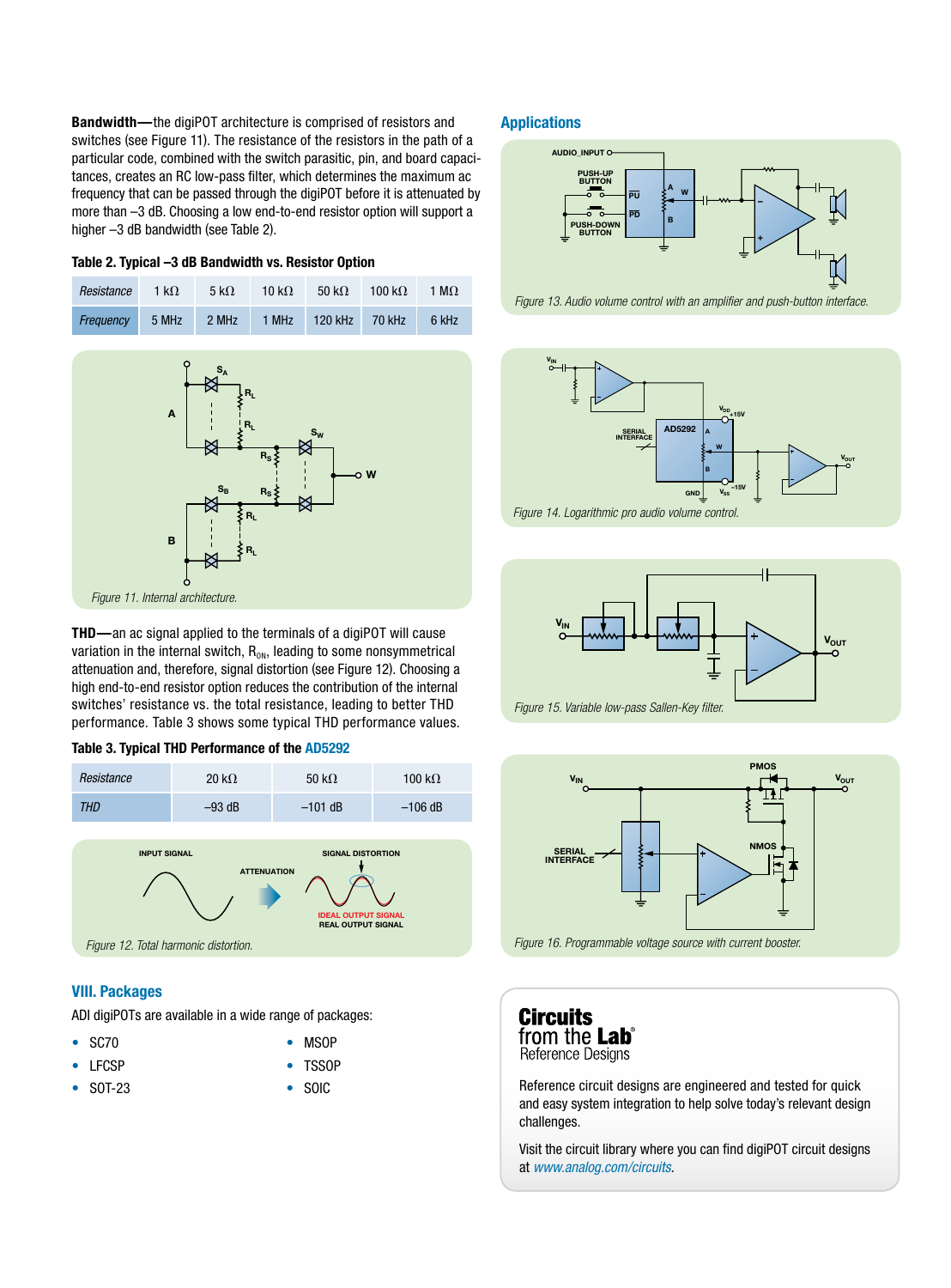**Bandwidth—**the digiPOT architecture is comprised of resistors and switches (see Figure 11). The resistance of the resistors in the path of a particular code, combined with the switch parasitic, pin, and board capacitances, creates an RC low-pass filter, which determines the maximum ac frequency that can be passed through the digiPOT before it is attenuated by more than –3 dB. Choosing a low end-to-end resistor option will support a higher –3 dB bandwidth (see Table 2).

**Table 2. Typical –3 dB Bandwidth vs. Resistor Option**

| *Resistance* | 1 kΩ | 5 kΩ | 10 kΩ | 50 kΩ | 100 kΩ | 1 MΩ |
|---|---|---|---|---|---|---|
| *Frequency* | 5 MHz | 2 MHz | 1 MHz | 120 kHz | 70 kHz | 6 kHz |

*Figure 11. Internal architecture.*

**THD—**an ac signal applied to the terminals of a digiPOT will cause variation in the internal switch, $R_{ON}$, leading to some nonsymmetrical attenuation and, therefore, signal distortion (see Figure 12). Choosing a high end-to-end resistor option reduces the contribution of the internal switches' resistance vs. the total resistance, leading to better THD performance. Table 3 shows some typical THD performance values.

**Table 3. Typical THD Performance of the AD5292**

| *Resistance* | 20 kΩ | 50 kΩ | 100 kΩ |
|---|---|---|---|
| *THD* | –93 dB | –101 dB | –106 dB |

*Figure 12. Total harmonic distortion.*

## VIII. Packages

ADI digiPOTs are available in a wide range of packages:

- SC70
- LFCSP
- SOT-23
- MSOP
- TSSOP
- SOIC

## Applications

*Figure 13. Audio volume control with an amplifier and push-button interface.*

*Figure 14. Logarithmic pro audio volume control.*

*Figure 15. Variable low-pass Sallen-Key filter.*

*Figure 16. Programmable voltage source with current booster.*

**Circuits from the Lab® Reference Designs**

Reference circuit designs are engineered and tested for quick and easy system integration to help solve today's relevant design challenges.

Visit the circuit library where you can find digiPOT circuit designs at *www.analog.com/circuits*.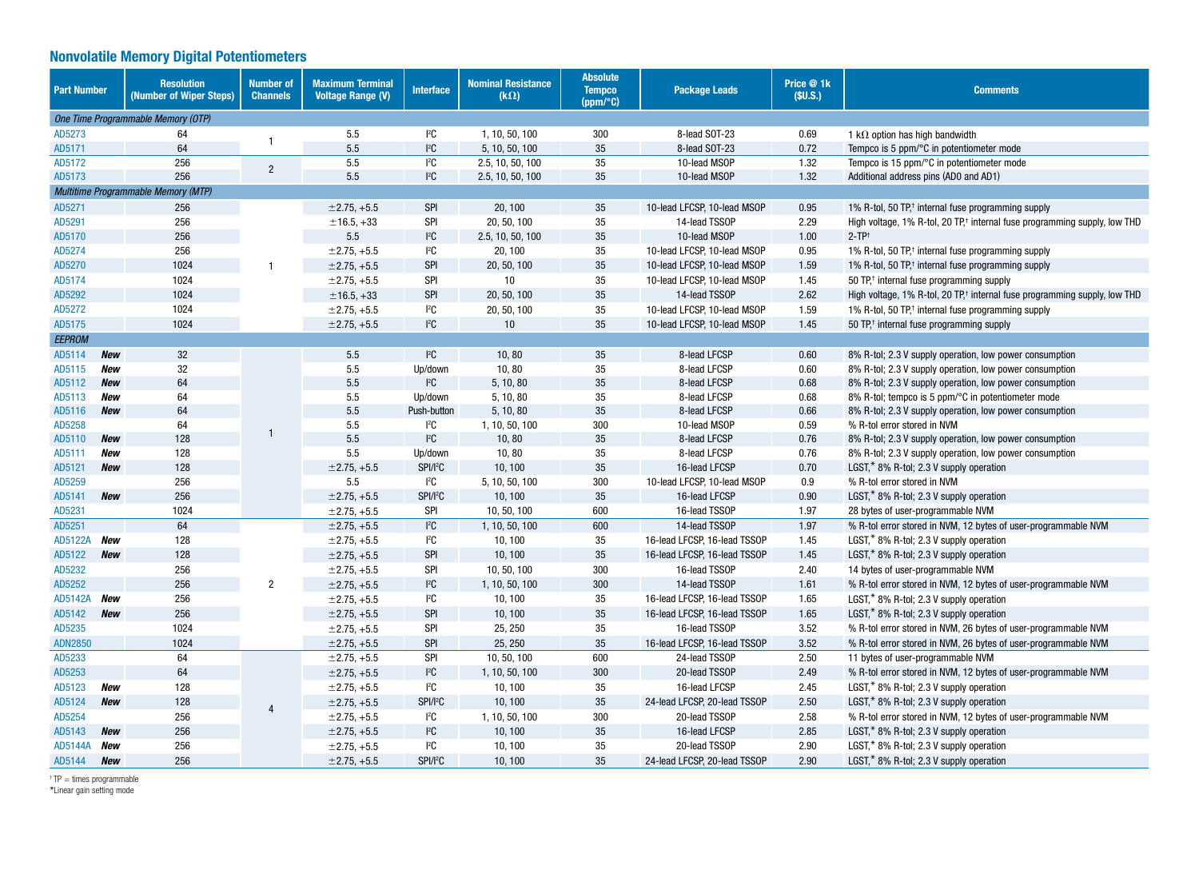## Nonvolatile Memory Digital Potentiometers

| Part Number | Resolution (Number of Wiper Steps) | Number of Channels | Maximum Terminal Voltage Range (V) | Interface | Nominal Resistance (kΩ) | Absolute Tempco (ppm/°C) | Package Leads | Price @ 1k ($U.S.) | Comments |
|---|---|---|---|---|---|---|---|---|---|
| *One Time Programmable Memory (OTP)* | | | | | | | | | |
| AD5273 | 64 | 1 | 5.5 | I²C | 1, 10, 50, 100 | 300 | 8-lead SOT-23 | 0.69 | 1 kΩ option has high bandwidth |
| AD5171 | 64 | | 5.5 | I²C | 5, 10, 50, 100 | 35 | 8-lead SOT-23 | 0.72 | Tempco is 5 ppm/°C in potentiometer mode |
| AD5172 | 256 | 2 | 5.5 | I²C | 2.5, 10, 50, 100 | 35 | 10-lead MSOP | 1.32 | Tempco is 15 ppm/°C in potentiometer mode |
| AD5173 | 256 | | 5.5 | I²C | 2.5, 10, 50, 100 | 35 | 10-lead MSOP | 1.32 | Additional address pins (AD0 and AD1) |
| *Multitime Programmable Memory (MTP)* | | | | | | | | | |
| AD5271 | 256 | 1 | ±2.75, +5.5 | SPI | 20, 100 | 35 | 10-lead LFCSP, 10-lead MSOP | 0.95 | 1% R-tol, 50 TP,† internal fuse programming supply |
| AD5291 | 256 | | ±16.5, +33 | SPI | 20, 50, 100 | 35 | 14-lead TSSOP | 2.29 | High voltage, 1% R-tol, 20 TP,† internal fuse programming supply, low THD |
| AD5170 | 256 | | 5.5 | I²C | 2.5, 10, 50, 100 | 35 | 10-lead MSOP | 1.00 | 2-TP† |
| AD5274 | 256 | | ±2.75, +5.5 | I²C | 20, 100 | 35 | 10-lead LFCSP, 10-lead MSOP | 0.95 | 1% R-tol, 50 TP,† internal fuse programming supply |
| AD5270 | 1024 | | ±2.75, +5.5 | SPI | 20, 50, 100 | 35 | 10-lead LFCSP, 10-lead MSOP | 1.59 | 1% R-tol, 50 TP,† internal fuse programming supply |
| AD5174 | 1024 | | ±2.75, +5.5 | SPI | 10 | 35 | 10-lead LFCSP, 10-lead MSOP | 1.45 | 50 TP,† internal fuse programming supply |
| AD5292 | 1024 | | ±16.5, +33 | SPI | 20, 50, 100 | 35 | 14-lead TSSOP | 2.62 | High voltage, 1% R-tol, 20 TP,† internal fuse programming supply, low THD |
| AD5272 | 1024 | | ±2.75, +5.5 | I²C | 20, 50, 100 | 35 | 10-lead LFCSP, 10-lead MSOP | 1.59 | 1% R-tol, 50 TP,† internal fuse programming supply |
| AD5175 | 1024 | | ±2.75, +5.5 | I²C | 10 | 35 | 10-lead LFCSP, 10-lead MSOP | 1.45 | 50 TP,† internal fuse programming supply |
| *EEPROM* | | | | | | | | | |
| AD5114 **New** | 32 | 1 | 5.5 | I²C | 10, 80 | 35 | 8-lead LFCSP | 0.60 | 8% R-tol; 2.3 V supply operation, low power consumption |
| AD5115 **New** | 32 | | 5.5 | Up/down | 10, 80 | 35 | 8-lead LFCSP | 0.60 | 8% R-tol; 2.3 V supply operation, low power consumption |
| AD5112 **New** | 64 | | 5.5 | I²C | 5, 10, 80 | 35 | 8-lead LFCSP | 0.68 | 8% R-tol; 2.3 V supply operation, low power consumption |
| AD5113 **New** | 64 | | 5.5 | Up/down | 5, 10, 80 | 35 | 8-lead LFCSP | 0.68 | 8% R-tol; tempco is 5 ppm/°C in potentiometer mode |
| AD5116 **New** | 64 | | 5.5 | Push-button | 5, 10, 80 | 35 | 8-lead LFCSP | 0.66 | 8% R-tol; 2.3 V supply operation, low power consumption |
| AD5258 | 64 | | 5.5 | I²C | 1, 10, 50, 100 | 300 | 10-lead MSOP | 0.59 | % R-tol error stored in NVM |
| AD5110 **New** | 128 | | 5.5 | I²C | 10, 80 | 35 | 8-lead LFCSP | 0.76 | 8% R-tol; 2.3 V supply operation, low power consumption |
| AD5111 **New** | 128 | | 5.5 | Up/down | 10, 80 | 35 | 8-lead LFCSP | 0.76 | 8% R-tol; 2.3 V supply operation, low power consumption |
| AD5121 **New** | 128 | | ±2.75, +5.5 | SPI/I²C | 10, 100 | 35 | 16-lead LFCSP | 0.70 | LGST,* 8% R-tol; 2.3 V supply operation |
| AD5259 | 256 | | 5.5 | I²C | 5, 10, 50, 100 | 300 | 10-lead LFCSP, 10-lead MSOP | 0.9 | % R-tol error stored in NVM |
| AD5141 **New** | 256 | | ±2.75, +5.5 | SPI/I²C | 10, 100 | 35 | 16-lead LFCSP | 0.90 | LGST,* 8% R-tol; 2.3 V supply operation |
| AD5231 | 1024 | | ±2.75, +5.5 | SPI | 10, 50, 100 | 600 | 16-lead TSSOP | 1.97 | 28 bytes of user-programmable NVM |
| AD5251 | 64 | 2 | ±2.75, +5.5 | I²C | 1, 10, 50, 100 | 600 | 14-lead TSSOP | 1.97 | % R-tol error stored in NVM, 12 bytes of user-programmable NVM |
| AD5122A **New** | 128 | | ±2.75, +5.5 | I²C | 10, 100 | 35 | 16-lead LFCSP, 16-lead TSSOP | 1.45 | LGST,* 8% R-tol; 2.3 V supply operation |
| AD5122 **New** | 128 | | ±2.75, +5.5 | SPI | 10, 100 | 35 | 16-lead LFCSP, 16-lead TSSOP | 1.45 | LGST,* 8% R-tol; 2.3 V supply operation |
| AD5232 | 256 | | ±2.75, +5.5 | SPI | 10, 50, 100 | 300 | 16-lead TSSOP | 2.40 | 14 bytes of user-programmable NVM |
| AD5252 | 256 | | ±2.75, +5.5 | I²C | 1, 10, 50, 100 | 300 | 14-lead TSSOP | 1.61 | % R-tol error stored in NVM, 12 bytes of user-programmable NVM |
| AD5142A **New** | 256 | | ±2.75, +5.5 | I²C | 10, 100 | 35 | 16-lead LFCSP, 16-lead TSSOP | 1.65 | LGST,* 8% R-tol; 2.3 V supply operation |
| AD5142 **New** | 256 | | ±2.75, +5.5 | SPI | 10, 100 | 35 | 16-lead LFCSP, 16-lead TSSOP | 1.65 | LGST,* 8% R-tol; 2.3 V supply operation |
| AD5235 | 1024 | | ±2.75, +5.5 | SPI | 25, 250 | 35 | 16-lead TSSOP | 3.52 | % R-tol error stored in NVM, 26 bytes of user-programmable NVM |
| ADN2850 | 1024 | | ±2.75, +5.5 | SPI | 25, 250 | 35 | 16-lead LFCSP, 16-lead TSSOP | 3.52 | % R-tol error stored in NVM, 26 bytes of user-programmable NVM |
| AD5233 | 64 | 4 | ±2.75, +5.5 | SPI | 10, 50, 100 | 600 | 24-lead TSSOP | 2.50 | 11 bytes of user-programmable NVM |
| AD5253 | 64 | | ±2.75, +5.5 | I²C | 1, 10, 50, 100 | 300 | 20-lead TSSOP | 2.49 | % R-tol error stored in NVM, 12 bytes of user-programmable NVM |
| AD5123 **New** | 128 | | ±2.75, +5.5 | I²C | 10, 100 | 35 | 16-lead LFCSP | 2.45 | LGST,* 8% R-tol; 2.3 V supply operation |
| AD5124 **New** | 128 | | ±2.75, +5.5 | SPI/I²C | 10, 100 | 35 | 24-lead LFCSP, 20-lead TSSOP | 2.50 | LGST,* 8% R-tol; 2.3 V supply operation |
| AD5254 | 256 | | ±2.75, +5.5 | I²C | 1, 10, 50, 100 | 300 | 20-lead TSSOP | 2.58 | % R-tol error stored in NVM, 12 bytes of user-programmable NVM |
| AD5143 **New** | 256 | | ±2.75, +5.5 | I²C | 10, 100 | 35 | 16-lead LFCSP | 2.85 | LGST,* 8% R-tol; 2.3 V supply operation |
| AD5144A **New** | 256 | | ±2.75, +5.5 | I²C | 10, 100 | 35 | 20-lead TSSOP | 2.90 | LGST,* 8% R-tol; 2.3 V supply operation |
| AD5144 **New** | 256 | | ±2.75, +5.5 | SPI/I²C | 10, 100 | 35 | 24-lead LFCSP, 20-lead TSSOP | 2.90 | LGST,* 8% R-tol; 2.3 V supply operation |

† TP = times programmable
*Linear gain setting mode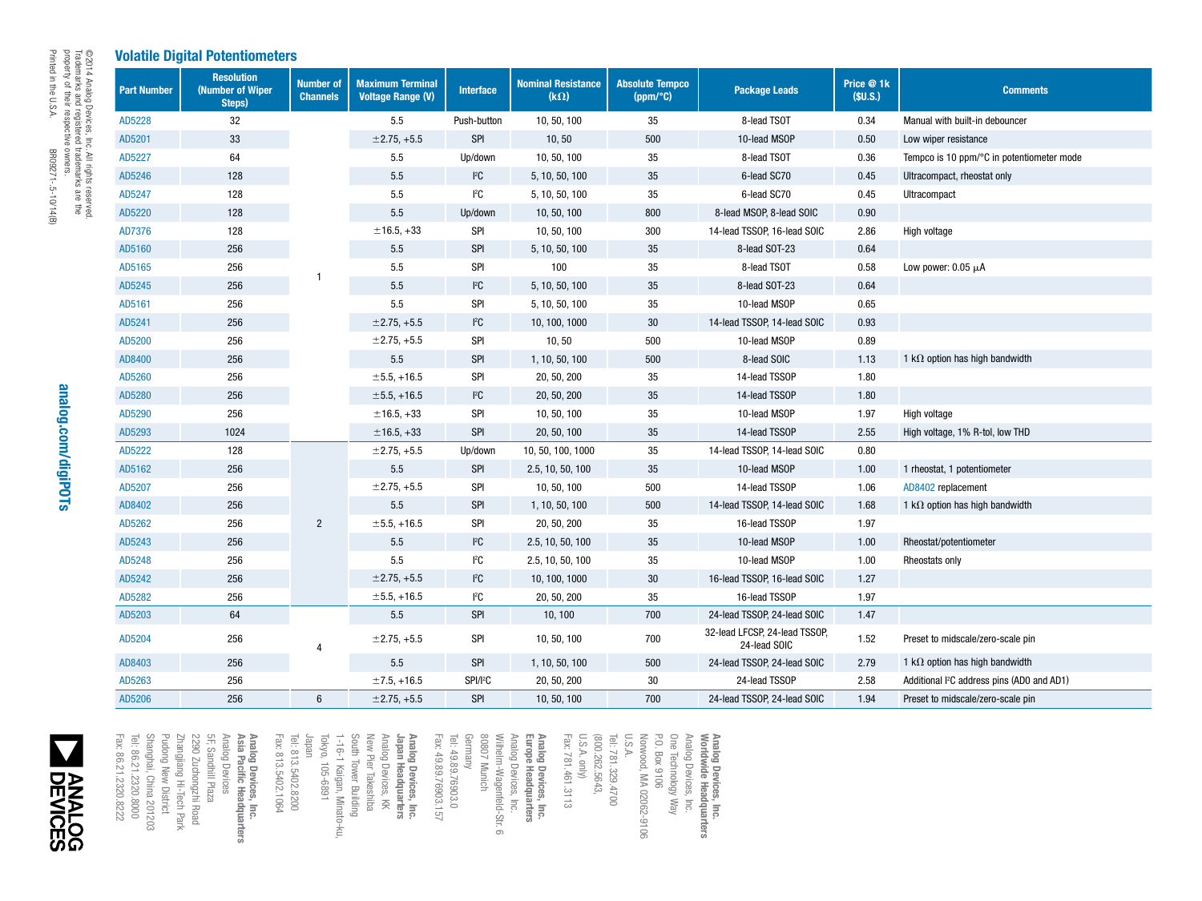## Volatile Digital Potentiometers

| Part Number | Resolution (Number of Wiper Steps) | Number of Channels | Maximum Terminal Voltage Range (V) | Interface | Nominal Resistance (kΩ) | Absolute Tempco (ppm/°C) | Package Leads | Price @ 1k ($U.S.) | Comments |
|---|---|---|---|---|---|---|---|---|---|
| AD5228 | 32 | 1 | 5.5 | Push-button | 10, 50, 100 | 35 | 8-lead TSOT | 0.34 | Manual with built-in debouncer |
| AD5201 | 33 | 1 | ±2.75, +5.5 | SPI | 10, 50 | 500 | 10-lead MSOP | 0.50 | Low wiper resistance |
| AD5227 | 64 | 1 | 5.5 | Up/down | 10, 50, 100 | 35 | 8-lead TSOT | 0.36 | Tempco is 10 ppm/°C in potentiometer mode |
| AD5246 | 128 | 1 | 5.5 | I²C | 5, 10, 50, 100 | 35 | 6-lead SC70 | 0.45 | Ultracompact, rheostat only |
| AD5247 | 128 | 1 | 5.5 | I²C | 5, 10, 50, 100 | 35 | 6-lead SC70 | 0.45 | Ultracompact |
| AD5220 | 128 | 1 | 5.5 | Up/down | 10, 50, 100 | 800 | 8-lead MSOP, 8-lead SOIC | 0.90 | |
| AD7376 | 128 | 1 | ±16.5, +33 | SPI | 10, 50, 100 | 300 | 14-lead TSSOP, 16-lead SOIC | 2.86 | High voltage |
| AD5160 | 256 | 1 | 5.5 | SPI | 5, 10, 50, 100 | 35 | 8-lead SOT-23 | 0.64 | |
| AD5165 | 256 | 1 | 5.5 | SPI | 100 | 35 | 8-lead TSOT | 0.58 | Low power: 0.05 µA |
| AD5245 | 256 | 1 | 5.5 | I²C | 5, 10, 50, 100 | 35 | 8-lead SOT-23 | 0.64 | |
| AD5161 | 256 | 1 | 5.5 | SPI | 5, 10, 50, 100 | 35 | 10-lead MSOP | 0.65 | |
| AD5241 | 256 | 1 | ±2.75, +5.5 | I²C | 10, 100, 1000 | 30 | 14-lead TSSOP, 14-lead SOIC | 0.93 | |
| AD5200 | 256 | 1 | ±2.75, +5.5 | SPI | 10, 50 | 500 | 10-lead MSOP | 0.89 | |
| AD8400 | 256 | 1 | 5.5 | SPI | 1, 10, 50, 100 | 500 | 8-lead SOIC | 1.13 | 1 kΩ option has high bandwidth |
| AD5260 | 256 | 1 | ±5.5, +16.5 | SPI | 20, 50, 200 | 35 | 14-lead TSSOP | 1.80 | |
| AD5280 | 256 | 1 | ±5.5, +16.5 | I²C | 20, 50, 200 | 35 | 14-lead TSSOP | 1.80 | |
| AD5290 | 256 | 1 | ±16.5, +33 | SPI | 10, 50, 100 | 35 | 10-lead MSOP | 1.97 | High voltage |
| AD5293 | 1024 | 1 | ±16.5, +33 | SPI | 20, 50, 100 | 35 | 14-lead TSSOP | 2.55 | High voltage, 1% R-tol, low THD |
| AD5222 | 128 | 2 | ±2.75, +5.5 | Up/down | 10, 50, 100, 1000 | 35 | 14-lead TSSOP, 14-lead SOIC | 0.80 | |
| AD5162 | 256 | 2 | 5.5 | SPI | 2.5, 10, 50, 100 | 35 | 10-lead MSOP | 1.00 | 1 rheostat, 1 potentiometer |
| AD5207 | 256 | 2 | ±2.75, +5.5 | SPI | 10, 50, 100 | 500 | 14-lead TSSOP | 1.06 | AD8402 replacement |
| AD8402 | 256 | 2 | 5.5 | SPI | 1, 10, 50, 100 | 500 | 14-lead TSSOP, 14-lead SOIC | 1.68 | 1 kΩ option has high bandwidth |
| AD5262 | 256 | 2 | ±5.5, +16.5 | SPI | 20, 50, 200 | 35 | 16-lead TSSOP | 1.97 | |
| AD5243 | 256 | 2 | 5.5 | I²C | 2.5, 10, 50, 100 | 35 | 10-lead MSOP | 1.00 | Rheostat/potentiometer |
| AD5248 | 256 | 2 | 5.5 | I²C | 2.5, 10, 50, 100 | 35 | 10-lead MSOP | 1.00 | Rheostats only |
| AD5242 | 256 | 2 | ±2.75, +5.5 | I²C | 10, 100, 1000 | 30 | 16-lead TSSOP, 16-lead SOIC | 1.27 | |
| AD5282 | 256 | 2 | ±5.5, +16.5 | I²C | 20, 50, 200 | 35 | 16-lead TSSOP | 1.97 | |
| AD5203 | 64 | 4 | 5.5 | SPI | 10, 100 | 700 | 24-lead TSSOP, 24-lead SOIC | 1.47 | |
| AD5204 | 256 | 4 | ±2.75, +5.5 | SPI | 10, 50, 100 | 700 | 32-lead LFCSP, 24-lead TSSOP, 24-lead SOIC | 1.52 | Preset to midscale/zero-scale pin |
| AD8403 | 256 | 4 | 5.5 | SPI | 1, 10, 50, 100 | 500 | 24-lead TSSOP, 24-lead SOIC | 2.79 | 1 kΩ option has high bandwidth |
| AD5263 | 256 | 4 | ±7.5, +16.5 | SPI/I²C | 20, 50, 200 | 30 | 24-lead TSSOP | 2.58 | Additional I²C address pins (AD0 and AD1) |
| AD5206 | 256 | 6 | ±2.75, +5.5 | SPI | 10, 50, 100 | 700 | 24-lead TSSOP, 24-lead SOIC | 1.94 | Preset to midscale/zero-scale pin |

**analog.com/digiPOTs**

©2014 Analog Devices, Inc. All rights reserved. Trademarks and registered trademarks are the property of their respective owners.
Printed in the U.S.A. BR09271-.5-10/14(B)

**Analog Devices, Inc. Worldwide Headquarters**
Analog Devices, Inc.
One Technology Way
P.O. Box 9106
Norwood, MA 02062-9106
U.S.A.
Tel: 781.329.4700
(800.262.5643,
U.S.A. only)
Fax: 781.461.3113

**Analog Devices, Inc. Europe Headquarters**
Analog Devices, Inc.
Wilhelm-Wagenfeld-Str. 6
80807 Munich
Germany
Tel: 49.89.76903.0
Fax: 49.89.76903.157

**Analog Devices, Inc. Japan Headquarters**
Analog Devices, KK
New Pier Takeshiba
South Tower Building
1-16-1 Kaigan, Minato-ku,
Tokyo, 105-6891
Japan
Tel: 813.5402.8200
Fax: 813.5402.1064

**Analog Devices, Inc. Asia Pacific Headquarters**
Analog Devices
5F, Sandhill Plaza
2290 Zuchongzhi Road
Zhangjiang Hi-Tech Park
Pudong New District
Shanghai, China 201203
Tel: 86.21.2320.8000
Fax: 86.21.2320.8222

ANALOG DEVICES